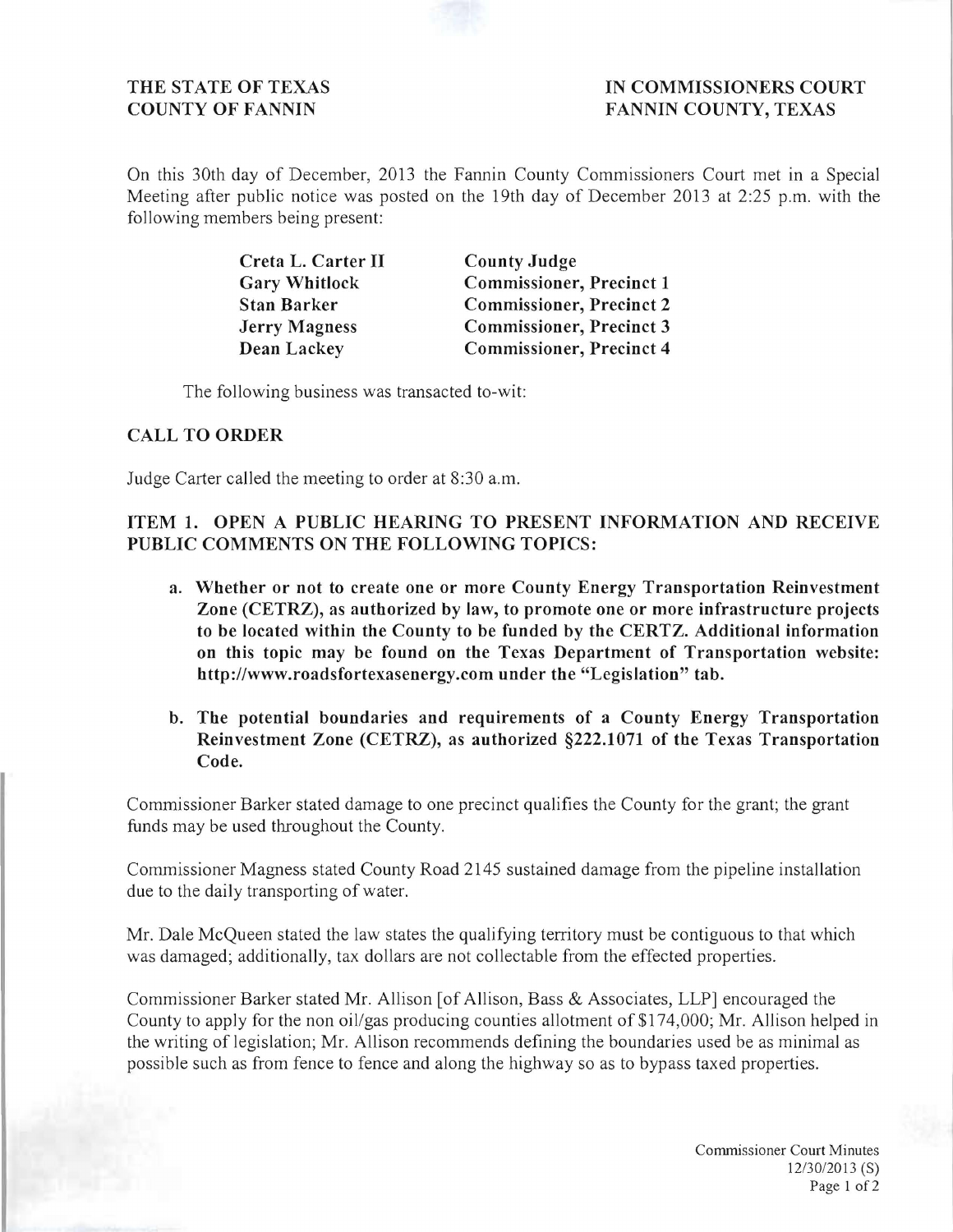**THE STATE OF TEXAS**
**COUNTY OF FANNIN**

**IN COMMISSIONERS COURT**
**FANNIN COUNTY, TEXAS**

On this 30th day of December, 2013 the Fannin County Commissioners Court met in a Special Meeting after public notice was posted on the 19th day of December 2013 at 2:25 p.m. with the following members being present:

| | |
|---|---|
| **Creta L. Carter II** | **County Judge** |
| **Gary Whitlock** | **Commissioner, Precinct 1** |
| **Stan Barker** | **Commissioner, Precinct 2** |
| **Jerry Magness** | **Commissioner, Precinct 3** |
| **Dean Lackey** | **Commissioner, Precinct 4** |

The following business was transacted to-wit:

## CALL TO ORDER

Judge Carter called the meeting to order at 8:30 a.m.

## ITEM 1. OPEN A PUBLIC HEARING TO PRESENT INFORMATION AND RECEIVE PUBLIC COMMENTS ON THE FOLLOWING TOPICS:

a. **Whether or not to create one or more County Energy Transportation Reinvestment Zone (CETRZ), as authorized by law, to promote one or more infrastructure projects to be located within the County to be funded by the CERTZ. Additional information on this topic may be found on the Texas Department of Transportation website: http://www.roadsfortexasenergy.com under the "Legislation" tab.**

b. **The potential boundaries and requirements of a County Energy Transportation Reinvestment Zone (CETRZ), as authorized §222.1071 of the Texas Transportation Code.**

Commissioner Barker stated damage to one precinct qualifies the County for the grant; the grant funds may be used throughout the County.

Commissioner Magness stated County Road 2145 sustained damage from the pipeline installation due to the daily transporting of water.

Mr. Dale McQueen stated the law states the qualifying territory must be contiguous to that which was damaged; additionally, tax dollars are not collectable from the effected properties.

Commissioner Barker stated Mr. Allison [of Allison, Bass & Associates, LLP] encouraged the County to apply for the non oil/gas producing counties allotment of $174,000; Mr. Allison helped in the writing of legislation; Mr. Allison recommends defining the boundaries used be as minimal as possible such as from fence to fence and along the highway so as to bypass taxed properties.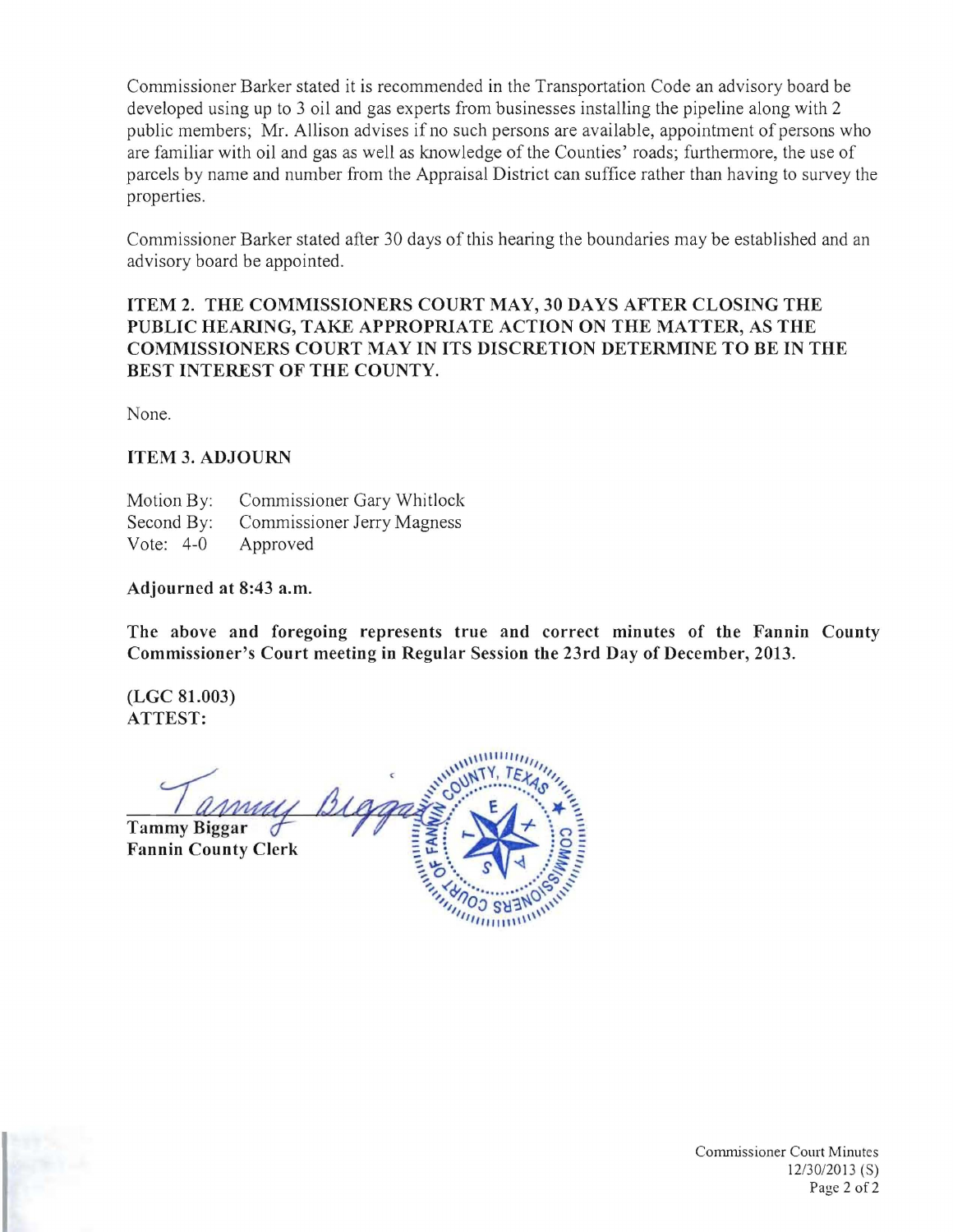Commissioner Barker stated it is recommended in the Transportation Code an advisory board be developed using up to 3 oil and gas experts from businesses installing the pipeline along with 2 public members; Mr. Allison advises if no such persons are available, appointment of persons who are familiar with oil and gas as well as knowledge of the Counties' roads; furthermore, the use of parcels by name and number from the Appraisal District can suffice rather than having to survey the properties.

Commissioner Barker stated after 30 days of this hearing the boundaries may be established and an advisory board be appointed.

**ITEM 2. THE COMMISSIONERS COURT MAY, 30 DAYS AFTER CLOSING THE PUBLIC HEARING, TAKE APPROPRIATE ACTION ON THE MATTER, AS THE COMMISSIONERS COURT MAY IN ITS DISCRETION DETERMINE TO BE IN THE BEST INTEREST OF THE COUNTY.**

None.

**ITEM 3. ADJOURN**

Motion By: Commissioner Gary Whitlock
Second By: Commissioner Jerry Magness
Vote: 4-0 Approved

**Adjourned at 8:43 a.m.**

**The above and foregoing represents true and correct minutes of the Fannin County Commissioner's Court meeting in Regular Session the 23rd Day of December, 2013.**

**(LGC 81.003)**
**ATTEST:**

**Tammy Biggar**
**Fannin County Clerk**

Commissioner Court Minutes
12/30/2013 (S)